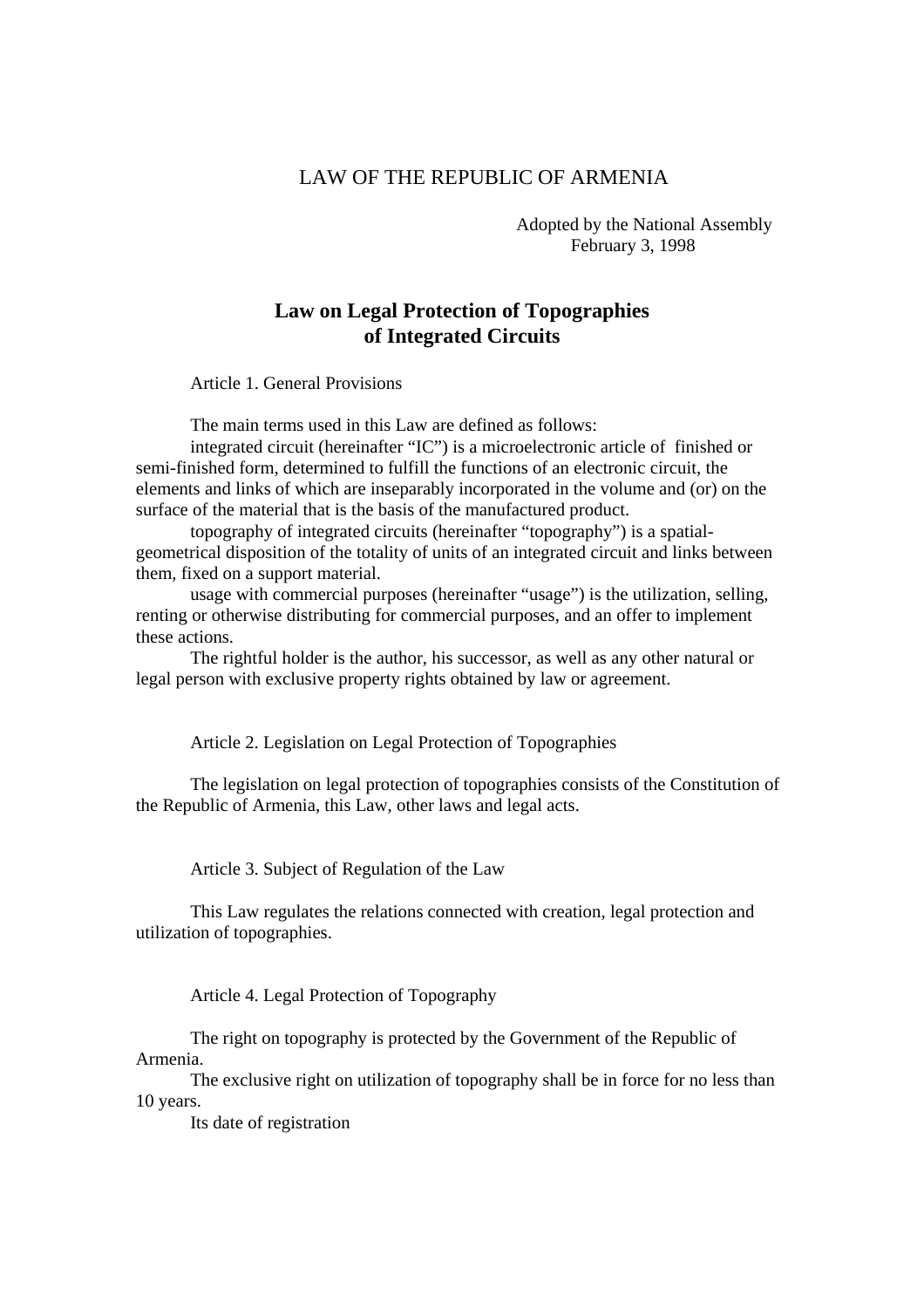LAW OF THE REPUBLIC OF ARMENIA

Adopted by the National Assembly
February 3, 1998

# Law on Legal Protection of Topographies of Integrated Circuits

Article 1. General Provisions

The main terms used in this Law are defined as follows:

integrated circuit (hereinafter "IC") is a microelectronic article of finished or semi-finished form, determined to fulfill the functions of an electronic circuit, the elements and links of which are inseparably incorporated in the volume and (or) on the surface of the material that is the basis of the manufactured product.

topography of integrated circuits (hereinafter "topography") is a spatial-geometrical disposition of the totality of units of an integrated circuit and links between them, fixed on a support material.

usage with commercial purposes (hereinafter "usage") is the utilization, selling, renting or otherwise distributing for commercial purposes, and an offer to implement these actions.

The rightful holder is the author, his successor, as well as any other natural or legal person with exclusive property rights obtained by law or agreement.

Article 2. Legislation on Legal Protection of Topographies

The legislation on legal protection of topographies consists of the Constitution of the Republic of Armenia, this Law, other laws and legal acts.

Article 3. Subject of Regulation of the Law

This Law regulates the relations connected with creation, legal protection and utilization of topographies.

Article 4. Legal Protection of Topography

The right on topography is protected by the Government of the Republic of Armenia.

The exclusive right on utilization of topography shall be in force for no less than 10 years.

Its date of registration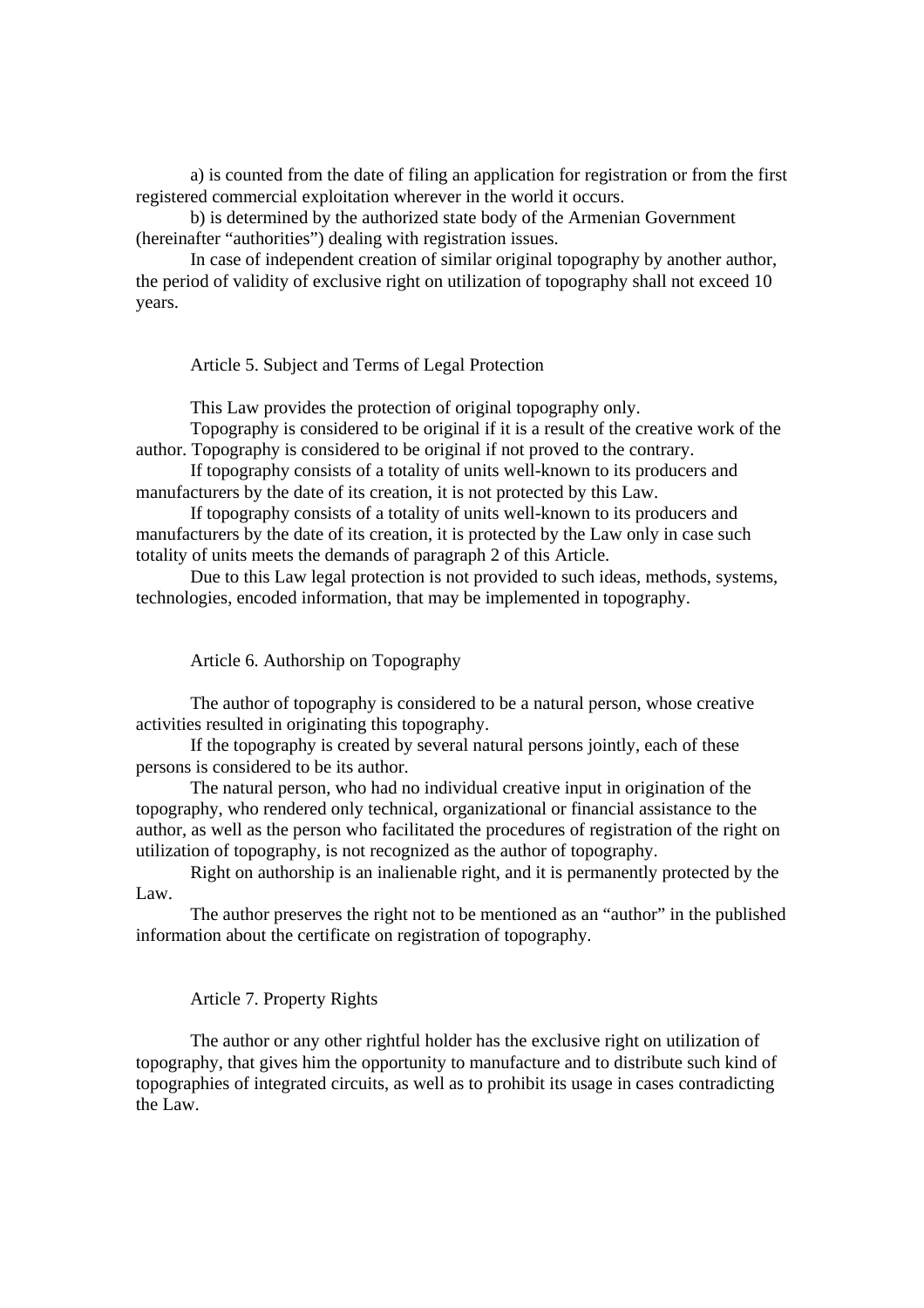a) is counted from the date of filing an application for registration or from the first registered commercial exploitation wherever in the world it occurs.

b) is determined by the authorized state body of the Armenian Government (hereinafter “authorities”) dealing with registration issues.

In case of independent creation of similar original topography by another author, the period of validity of exclusive right on utilization of topography shall not exceed 10 years.

## Article 5. Subject and Terms of Legal Protection

This Law provides the protection of original topography only.

Topography is considered to be original if it is a result of the creative work of the author. Topography is considered to be original if not proved to the contrary.

If topography consists of a totality of units well-known to its producers and manufacturers by the date of its creation, it is not protected by this Law.

If topography consists of a totality of units well-known to its producers and manufacturers by the date of its creation, it is protected by the Law only in case such totality of units meets the demands of paragraph 2 of this Article.

Due to this Law legal protection is not provided to such ideas, methods, systems, technologies, encoded information, that may be implemented in topography.

## Article 6. Authorship on Topography

The author of topography is considered to be a natural person, whose creative activities resulted in originating this topography.

If the topography is created by several natural persons jointly, each of these persons is considered to be its author.

The natural person, who had no individual creative input in origination of the topography, who rendered only technical, organizational or financial assistance to the author, as well as the person who facilitated the procedures of registration of the right on utilization of topography, is not recognized as the author of topography.

Right on authorship is an inalienable right, and it is permanently protected by the Law.

The author preserves the right not to be mentioned as an “author” in the published information about the certificate on registration of topography.

## Article 7. Property Rights

The author or any other rightful holder has the exclusive right on utilization of topography, that gives him the opportunity to manufacture and to distribute such kind of topographies of integrated circuits, as well as to prohibit its usage in cases contradicting the Law.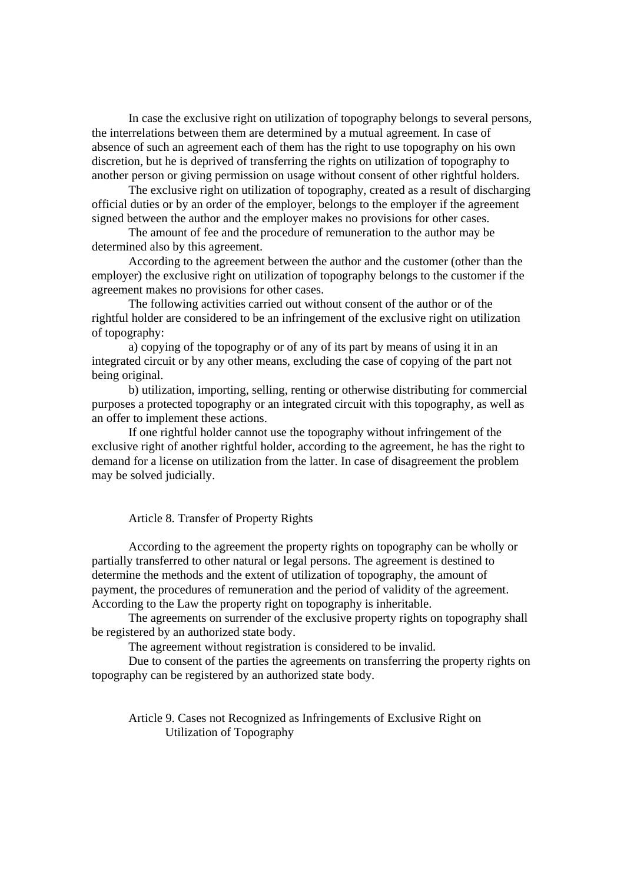In case the exclusive right on utilization of topography belongs to several persons, the interrelations between them are determined by a mutual agreement. In case of absence of such an agreement each of them has the right to use topography on his own discretion, but he is deprived of transferring the rights on utilization of topography to another person or giving permission on usage without consent of other rightful holders.

The exclusive right on utilization of topography, created as a result of discharging official duties or by an order of the employer, belongs to the employer if the agreement signed between the author and the employer makes no provisions for other cases.

The amount of fee and the procedure of remuneration to the author may be determined also by this agreement.

According to the agreement between the author and the customer (other than the employer) the exclusive right on utilization of topography belongs to the customer if the agreement makes no provisions for other cases.

The following activities carried out without consent of the author or of the rightful holder are considered to be an infringement of the exclusive right on utilization of topography:

a) copying of the topography or of any of its part by means of using it in an integrated circuit or by any other means, excluding the case of copying of the part not being original.

b) utilization, importing, selling, renting or otherwise distributing for commercial purposes a protected topography or an integrated circuit with this topography, as well as an offer to implement these actions.

If one rightful holder cannot use the topography without infringement of the exclusive right of another rightful holder, according to the agreement, he has the right to demand for a license on utilization from the latter. In case of disagreement the problem may be solved judicially.

## Article 8. Transfer of Property Rights

According to the agreement the property rights on topography can be wholly or partially transferred to other natural or legal persons. The agreement is destined to determine the methods and the extent of utilization of topography, the amount of payment, the procedures of remuneration and the period of validity of the agreement. According to the Law the property right on topography is inheritable.

The agreements on surrender of the exclusive property rights on topography shall be registered by an authorized state body.

The agreement without registration is considered to be invalid.

Due to consent of the parties the agreements on transferring the property rights on topography can be registered by an authorized state body.

## Article 9. Cases not Recognized as Infringements of Exclusive Right on Utilization of Topography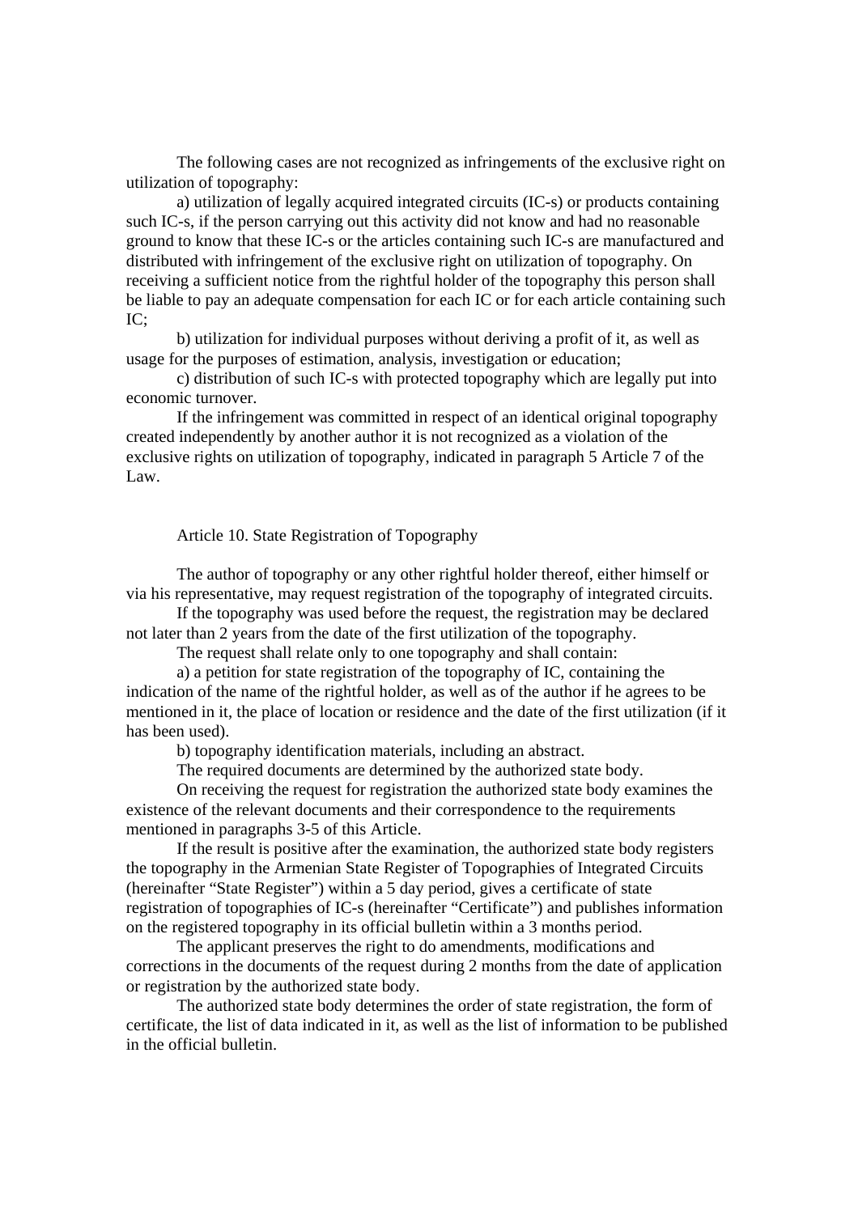The following cases are not recognized as infringements of the exclusive right on utilization of topography:

a) utilization of legally acquired integrated circuits (IC-s) or products containing such IC-s, if the person carrying out this activity did not know and had no reasonable ground to know that these IC-s or the articles containing such IC-s are manufactured and distributed with infringement of the exclusive right on utilization of topography. On receiving a sufficient notice from the rightful holder of the topography this person shall be liable to pay an adequate compensation for each IC or for each article containing such IC;

b) utilization for individual purposes without deriving a profit of it, as well as usage for the purposes of estimation, analysis, investigation or education;

c) distribution of such IC-s with protected topography which are legally put into economic turnover.

If the infringement was committed in respect of an identical original topography created independently by another author it is not recognized as a violation of the exclusive rights on utilization of topography, indicated in paragraph 5 Article 7 of the Law.

## Article 10. State Registration of Topography

The author of topography or any other rightful holder thereof, either himself or via his representative, may request registration of the topography of integrated circuits.

If the topography was used before the request, the registration may be declared not later than 2 years from the date of the first utilization of the topography.

The request shall relate only to one topography and shall contain:

a) a petition for state registration of the topography of IC, containing the indication of the name of the rightful holder, as well as of the author if he agrees to be mentioned in it, the place of location or residence and the date of the first utilization (if it has been used).

b) topography identification materials, including an abstract.

The required documents are determined by the authorized state body.

On receiving the request for registration the authorized state body examines the existence of the relevant documents and their correspondence to the requirements mentioned in paragraphs 3-5 of this Article.

If the result is positive after the examination, the authorized state body registers the topography in the Armenian State Register of Topographies of Integrated Circuits (hereinafter "State Register") within a 5 day period, gives a certificate of state registration of topographies of IC-s (hereinafter "Certificate") and publishes information on the registered topography in its official bulletin within a 3 months period.

The applicant preserves the right to do amendments, modifications and corrections in the documents of the request during 2 months from the date of application or registration by the authorized state body.

The authorized state body determines the order of state registration, the form of certificate, the list of data indicated in it, as well as the list of information to be published in the official bulletin.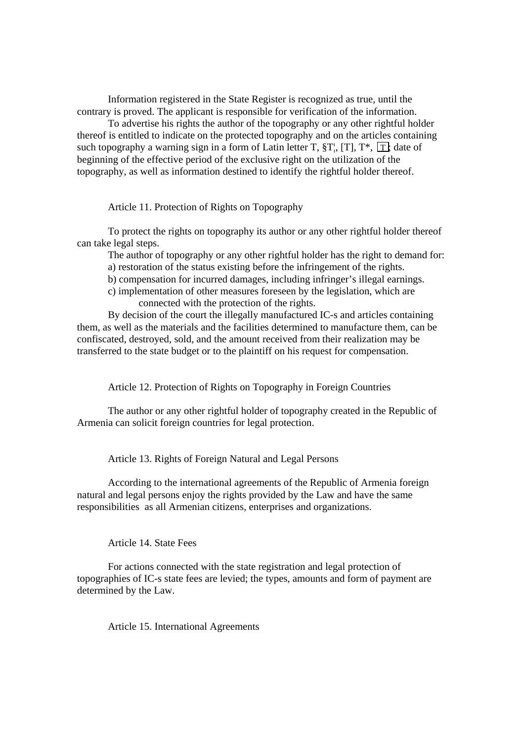Information registered in the State Register is recognized as true, until the contrary is proved. The applicant is responsible for verification of the information.

To advertise his rights the author of the topography or any other rightful holder thereof is entitled to indicate on the protected topography and on the articles containing such topography a warning sign in a form of Latin letter T, §T¦, [T], T*, T; date of beginning of the effective period of the exclusive right on the utilization of the topography, as well as information destined to identify the rightful holder thereof.

Article 11. Protection of Rights on Topography

To protect the rights on topography its author or any other rightful holder thereof can take legal steps.

The author of topography or any other rightful holder has the right to demand for:

a) restoration of the status existing before the infringement of the rights.

b) compensation for incurred damages, including infringer's illegal earnings.

c) implementation of other measures foreseen by the legislation, which are connected with the protection of the rights.

By decision of the court the illegally manufactured IC-s and articles containing them, as well as the materials and the facilities determined to manufacture them, can be confiscated, destroyed, sold, and the amount received from their realization may be transferred to the state budget or to the plaintiff on his request for compensation.

Article 12. Protection of Rights on Topography in Foreign Countries

The author or any other rightful holder of topography created in the Republic of Armenia can solicit foreign countries for legal protection.

Article 13. Rights of Foreign Natural and Legal Persons

According to the international agreements of the Republic of Armenia foreign natural and legal persons enjoy the rights provided by the Law and have the same responsibilities as all Armenian citizens, enterprises and organizations.

Article 14. State Fees

For actions connected with the state registration and legal protection of topographies of IC-s state fees are levied; the types, amounts and form of payment are determined by the Law.

Article 15. International Agreements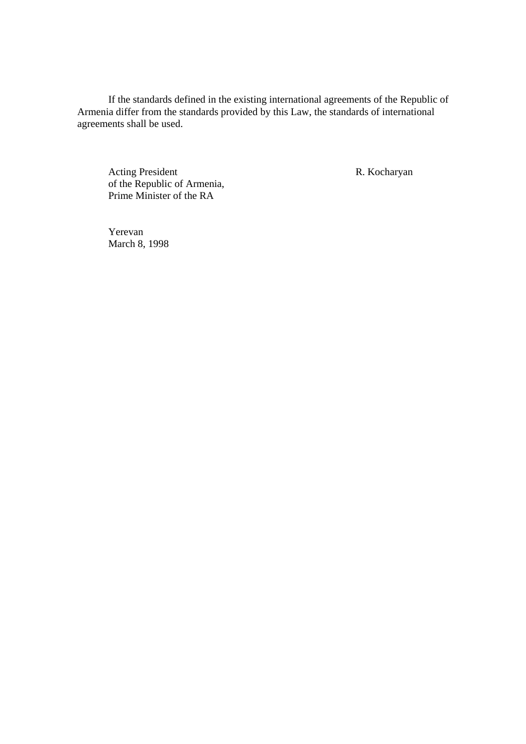If the standards defined in the existing international agreements of the Republic of Armenia differ from the standards provided by this Law, the standards of international agreements shall be used.

Acting President
of the Republic of Armenia,
Prime Minister of the RA

R. Kocharyan

Yerevan
March 8, 1998